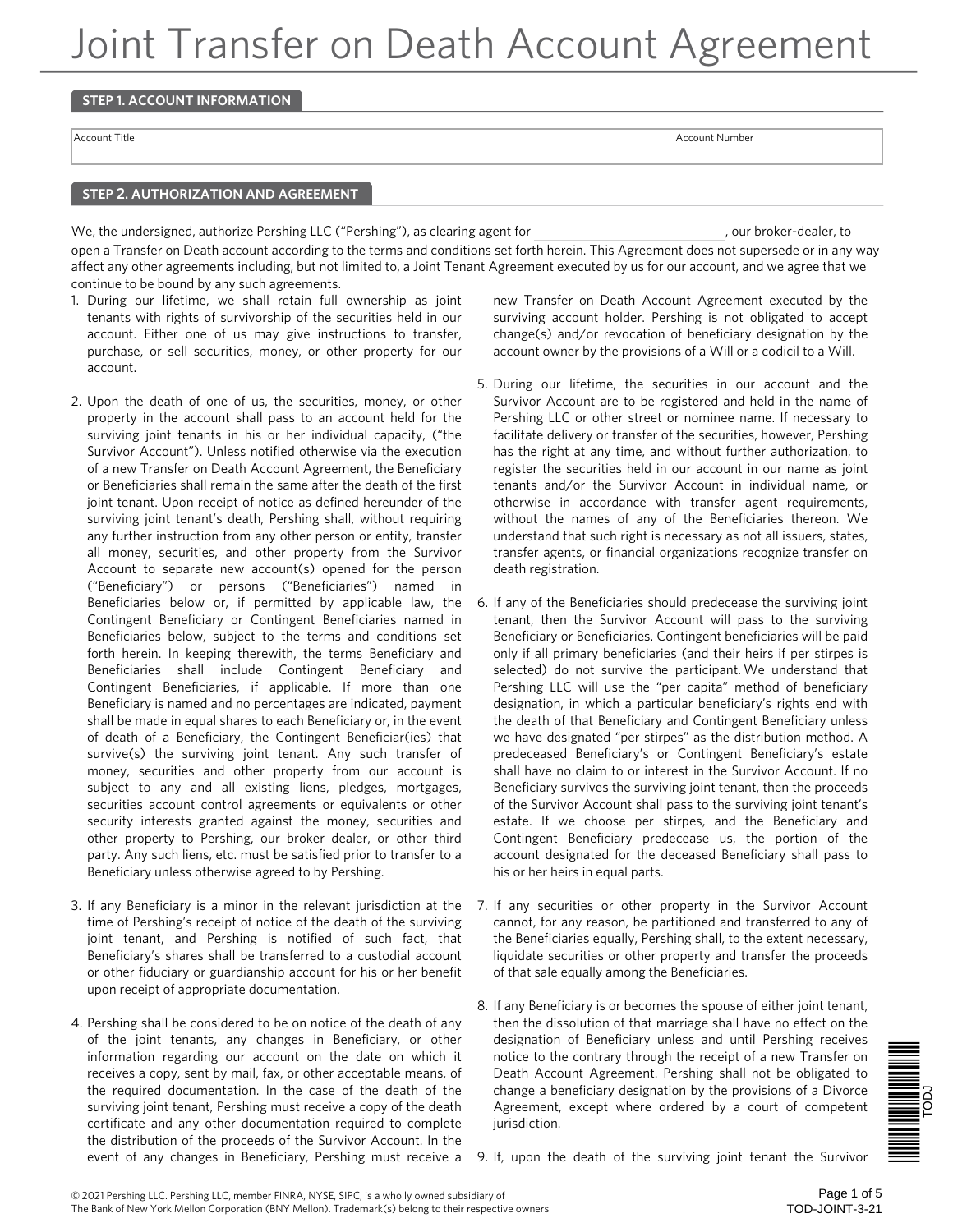# Joint Transfer on Death Account Agreement

## STEP 1. ACCOUNT INFORMATION

| Account Title | Account Number |
|---|---|
| | |

## STEP 2. AUTHORIZATION AND AGREEMENT

We, the undersigned, authorize Pershing LLC ("Pershing"), as clearing agent for ______________________, our broker-dealer, to open a Transfer on Death account according to the terms and conditions set forth herein. This Agreement does not supersede or in any way affect any other agreements including, but not limited to, a Joint Tenant Agreement executed by us for our account, and we agree that we continue to be bound by any such agreements.

1. During our lifetime, we shall retain full ownership as joint tenants with rights of survivorship of the securities held in our account. Either one of us may give instructions to transfer, purchase, or sell securities, money, or other property for our account.

2. Upon the death of one of us, the securities, money, or other property in the account shall pass to an account held for the surviving joint tenants in his or her individual capacity, ("the Survivor Account"). Unless notified otherwise via the execution of a new Transfer on Death Account Agreement, the Beneficiary or Beneficiaries shall remain the same after the death of the first joint tenant. Upon receipt of notice as defined hereunder of the surviving joint tenant's death, Pershing shall, without requiring any further instruction from any other person or entity, transfer all money, securities, and other property from the Survivor Account to separate new account(s) opened for the person ("Beneficiary") or persons ("Beneficiaries") named in Beneficiaries below or, if permitted by applicable law, the Contingent Beneficiary or Contingent Beneficiaries named in Beneficiaries below, subject to the terms and conditions set forth herein. In keeping therewith, the terms Beneficiary and Beneficiaries shall include Contingent Beneficiary and Contingent Beneficiaries, if applicable. If more than one Beneficiary is named and no percentages are indicated, payment shall be made in equal shares to each Beneficiary or, in the event of death of a Beneficiary, the Contingent Beneficiar(ies) that survive(s) the surviving joint tenant. Any such transfer of money, securities and other property from our account is subject to any and all existing liens, pledges, mortgages, securities account control agreements or equivalents or other security interests granted against the money, securities and other property to Pershing, our broker dealer, or other third party. Any such liens, etc. must be satisfied prior to transfer to a Beneficiary unless otherwise agreed to by Pershing.

3. If any Beneficiary is a minor in the relevant jurisdiction at the time of Pershing's receipt of notice of the death of the surviving joint tenant, and Pershing is notified of such fact, that Beneficiary's shares shall be transferred to a custodial account or other fiduciary or guardianship account for his or her benefit upon receipt of appropriate documentation.

4. Pershing shall be considered to be on notice of the death of any of the joint tenants, any changes in Beneficiary, or other information regarding our account on the date on which it receives a copy, sent by mail, fax, or other acceptable means, of the required documentation. In the case of the death of the surviving joint tenant, Pershing must receive a copy of the death certificate and any other documentation required to complete the distribution of the proceeds of the Survivor Account. In the event of any changes in Beneficiary, Pershing must receive a new Transfer on Death Account Agreement executed by the surviving account holder. Pershing is not obligated to accept change(s) and/or revocation of beneficiary designation by the account owner by the provisions of a Will or a codicil to a Will.

5. During our lifetime, the securities in our account and the Survivor Account are to be registered and held in the name of Pershing LLC or other street or nominee name. If necessary to facilitate delivery or transfer of the securities, however, Pershing has the right at any time, and without further authorization, to register the securities held in our account in our name as joint tenants and/or the Survivor Account in individual name, or otherwise in accordance with transfer agent requirements, without the names of any of the Beneficiaries thereon. We understand that such right is necessary as not all issuers, states, transfer agents, or financial organizations recognize transfer on death registration.

6. If any of the Beneficiaries should predecease the surviving joint tenant, then the Survivor Account will pass to the surviving Beneficiary or Beneficiaries. Contingent beneficiaries will be paid only if all primary beneficiaries (and their heirs if per stirpes is selected) do not survive the participant. We understand that Pershing LLC will use the "per capita" method of beneficiary designation, in which a particular beneficiary's rights end with the death of that Beneficiary and Contingent Beneficiary unless we have designated "per stirpes" as the distribution method. A predeceased Beneficiary's or Contingent Beneficiary's estate shall have no claim to or interest in the Survivor Account. If no Beneficiary survives the surviving joint tenant, then the proceeds of the Survivor Account shall pass to the surviving joint tenant's estate. If we choose per stirpes, and the Beneficiary and Contingent Beneficiary predecease us, the portion of the account designated for the deceased Beneficiary shall pass to his or her heirs in equal parts.

7. If any securities or other property in the Survivor Account cannot, for any reason, be partitioned and transferred to any of the Beneficiaries equally, Pershing shall, to the extent necessary, liquidate securities or other property and transfer the proceeds of that sale equally among the Beneficiaries.

8. If any Beneficiary is or becomes the spouse of either joint tenant, then the dissolution of that marriage shall have no effect on the designation of Beneficiary unless and until Pershing receives notice to the contrary through the receipt of a new Transfer on Death Account Agreement. Pershing shall not be obligated to change a beneficiary designation by the provisions of a Divorce Agreement, except where ordered by a court of competent jurisdiction.

9. If, upon the death of the surviving joint tenant the Survivor

© 2021 Pershing LLC. Pershing LLC, member FINRA, NYSE, SIPC, is a wholly owned subsidiary of The Bank of New York Mellon Corporation (BNY Mellon). Trademark(s) belong to their respective owners

TOD-JOINT-3-21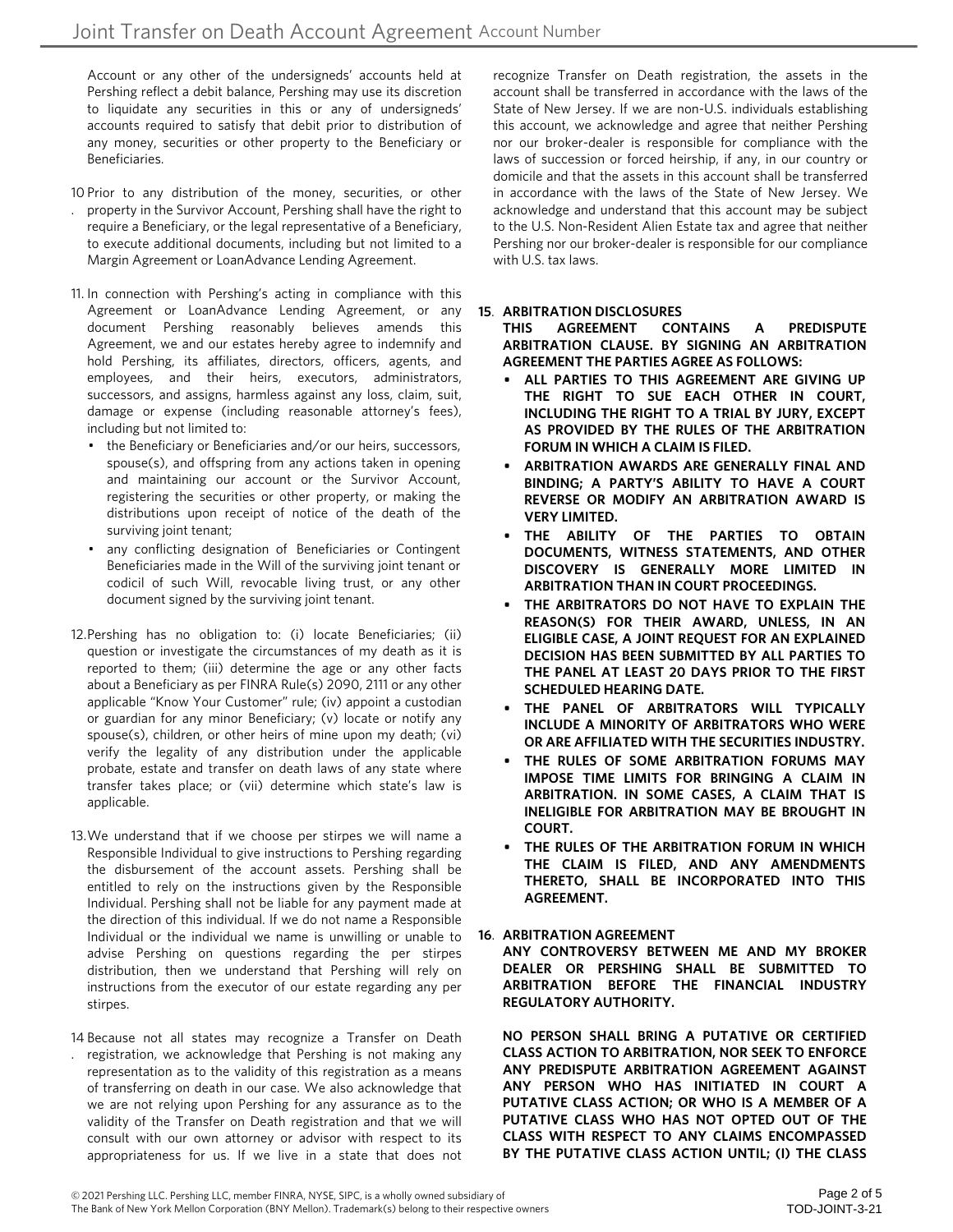Account or any other of the undersigneds' accounts held at Pershing reflect a debit balance, Pershing may use its discretion to liquidate any securities in this or any of undersigneds' accounts required to satisfy that debit prior to distribution of any money, securities or other property to the Beneficiary or Beneficiaries.

10. Prior to any distribution of the money, securities, or other property in the Survivor Account, Pershing shall have the right to require a Beneficiary, or the legal representative of a Beneficiary, to execute additional documents, including but not limited to a Margin Agreement or LoanAdvance Lending Agreement.

11. In connection with Pershing's acting in compliance with this Agreement or LoanAdvance Lending Agreement, or any document Pershing reasonably believes amends this Agreement, we and our estates hereby agree to indemnify and hold Pershing, its affiliates, directors, officers, agents, and employees, and their heirs, executors, administrators, successors, and assigns, harmless against any loss, claim, suit, damage or expense (including reasonable attorney's fees), including but not limited to:
    - the Beneficiary or Beneficiaries and/or our heirs, successors, spouse(s), and offspring from any actions taken in opening and maintaining our account or the Survivor Account, registering the securities or other property, or making the distributions upon receipt of notice of the death of the surviving joint tenant;
    - any conflicting designation of Beneficiaries or Contingent Beneficiaries made in the Will of the surviving joint tenant or codicil of such Will, revocable living trust, or any other document signed by the surviving joint tenant.

12. Pershing has no obligation to: (i) locate Beneficiaries; (ii) question or investigate the circumstances of my death as it is reported to them; (iii) determine the age or any other facts about a Beneficiary as per FINRA Rule(s) 2090, 2111 or any other applicable "Know Your Customer" rule; (iv) appoint a custodian or guardian for any minor Beneficiary; (v) locate or notify any spouse(s), children, or other heirs of mine upon my death; (vi) verify the legality of any distribution under the applicable probate, estate and transfer on death laws of any state where transfer takes place; or (vii) determine which state's law is applicable.

13. We understand that if we choose per stirpes we will name a Responsible Individual to give instructions to Pershing regarding the disbursement of the account assets. Pershing shall be entitled to rely on the instructions given by the Responsible Individual. Pershing shall not be liable for any payment made at the direction of this individual. If we do not name a Responsible Individual or the individual we name is unwilling or unable to advise Pershing on questions regarding the per stirpes distribution, then we understand that Pershing will rely on instructions from the executor of our estate regarding any per stirpes.

14. Because not all states may recognize a Transfer on Death registration, we acknowledge that Pershing is not making any representation as to the validity of this registration as a means of transferring on death in our case. We also acknowledge that we are not relying upon Pershing for any assurance as to the validity of the Transfer on Death registration and that we will consult with our own attorney or advisor with respect to its appropriateness for us. If we live in a state that does not recognize Transfer on Death registration, the assets in the account shall be transferred in accordance with the laws of the State of New Jersey. If we are non-U.S. individuals establishing this account, we acknowledge and agree that neither Pershing nor our broker-dealer is responsible for compliance with the laws of succession or forced heirship, if any, in our country or domicile and that the assets in this account shall be transferred in accordance with the laws of the State of New Jersey. We acknowledge and understand that this account may be subject to the U.S. Non-Resident Alien Estate tax and agree that neither Pershing nor our broker-dealer is responsible for our compliance with U.S. tax laws.

**15. ARBITRATION DISCLOSURES**

**THIS AGREEMENT CONTAINS A PREDISPUTE ARBITRATION CLAUSE. BY SIGNING AN ARBITRATION AGREEMENT THE PARTIES AGREE AS FOLLOWS:**

- **ALL PARTIES TO THIS AGREEMENT ARE GIVING UP THE RIGHT TO SUE EACH OTHER IN COURT, INCLUDING THE RIGHT TO A TRIAL BY JURY, EXCEPT AS PROVIDED BY THE RULES OF THE ARBITRATION FORUM IN WHICH A CLAIM IS FILED.**
- **ARBITRATION AWARDS ARE GENERALLY FINAL AND BINDING; A PARTY'S ABILITY TO HAVE A COURT REVERSE OR MODIFY AN ARBITRATION AWARD IS VERY LIMITED.**
- **THE ABILITY OF THE PARTIES TO OBTAIN DOCUMENTS, WITNESS STATEMENTS, AND OTHER DISCOVERY IS GENERALLY MORE LIMITED IN ARBITRATION THAN IN COURT PROCEEDINGS.**
- **THE ARBITRATORS DO NOT HAVE TO EXPLAIN THE REASON(S) FOR THEIR AWARD, UNLESS, IN AN ELIGIBLE CASE, A JOINT REQUEST FOR AN EXPLAINED DECISION HAS BEEN SUBMITTED BY ALL PARTIES TO THE PANEL AT LEAST 20 DAYS PRIOR TO THE FIRST SCHEDULED HEARING DATE.**
- **THE PANEL OF ARBITRATORS WILL TYPICALLY INCLUDE A MINORITY OF ARBITRATORS WHO WERE OR ARE AFFILIATED WITH THE SECURITIES INDUSTRY.**
- **THE RULES OF SOME ARBITRATION FORUMS MAY IMPOSE TIME LIMITS FOR BRINGING A CLAIM IN ARBITRATION. IN SOME CASES, A CLAIM THAT IS INELIGIBLE FOR ARBITRATION MAY BE BROUGHT IN COURT.**
- **THE RULES OF THE ARBITRATION FORUM IN WHICH THE CLAIM IS FILED, AND ANY AMENDMENTS THERETO, SHALL BE INCORPORATED INTO THIS AGREEMENT.**

**16. ARBITRATION AGREEMENT**

**ANY CONTROVERSY BETWEEN ME AND MY BROKER DEALER OR PERSHING SHALL BE SUBMITTED TO ARBITRATION BEFORE THE FINANCIAL INDUSTRY REGULATORY AUTHORITY.**

**NO PERSON SHALL BRING A PUTATIVE OR CERTIFIED CLASS ACTION TO ARBITRATION, NOR SEEK TO ENFORCE ANY PREDISPUTE ARBITRATION AGREEMENT AGAINST ANY PERSON WHO HAS INITIATED IN COURT A PUTATIVE CLASS ACTION; OR WHO IS A MEMBER OF A PUTATIVE CLASS WHO HAS NOT OPTED OUT OF THE CLASS WITH RESPECT TO ANY CLAIMS ENCOMPASSED BY THE PUTATIVE CLASS ACTION UNTIL; (I) THE CLASS**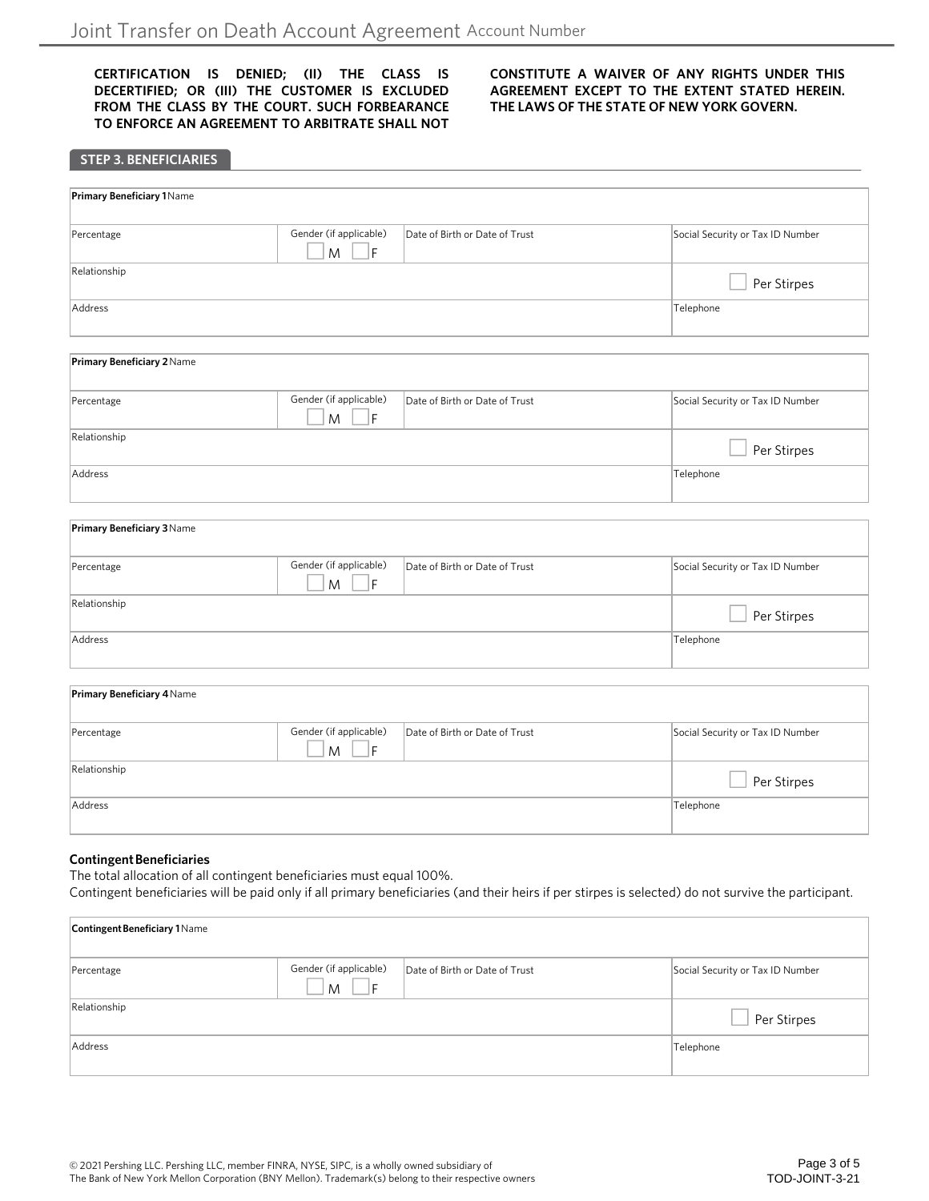**CERTIFICATION IS DENIED; (II) THE CLASS IS DECERTIFIED; OR (III) THE CUSTOMER IS EXCLUDED FROM THE CLASS BY THE COURT. SUCH FORBEARANCE TO ENFORCE AN AGREEMENT TO ARBITRATE SHALL NOT CONSTITUTE A WAIVER OF ANY RIGHTS UNDER THIS AGREEMENT EXCEPT TO THE EXTENT STATED HEREIN. THE LAWS OF THE STATE OF NEW YORK GOVERN.**

## STEP 3. BENEFICIARIES

| **Primary Beneficiary 1** Name | | | |
|---|---|---|---|
| Percentage | Gender (if applicable) ☐ M ☐ F | Date of Birth or Date of Trust | Social Security or Tax ID Number |
| Relationship | | | ☐ Per Stirpes |
| Address | | | Telephone |

| **Primary Beneficiary 2** Name | | | |
|---|---|---|---|
| Percentage | Gender (if applicable) ☐ M ☐ F | Date of Birth or Date of Trust | Social Security or Tax ID Number |
| Relationship | | | ☐ Per Stirpes |
| Address | | | Telephone |

| **Primary Beneficiary 3** Name | | | |
|---|---|---|---|
| Percentage | Gender (if applicable) ☐ M ☐ F | Date of Birth or Date of Trust | Social Security or Tax ID Number |
| Relationship | | | ☐ Per Stirpes |
| Address | | | Telephone |

| **Primary Beneficiary 4** Name | | | |
|---|---|---|---|
| Percentage | Gender (if applicable) ☐ M ☐ F | Date of Birth or Date of Trust | Social Security or Tax ID Number |
| Relationship | | | ☐ Per Stirpes |
| Address | | | Telephone |

### Contingent Beneficiaries

The total allocation of all contingent beneficiaries must equal 100%.

Contingent beneficiaries will be paid only if all primary beneficiaries (and their heirs if per stirpes is selected) do not survive the participant.

| **Contingent Beneficiary 1** Name | | | |
|---|---|---|---|
| Percentage | Gender (if applicable) ☐ M ☐ F | Date of Birth or Date of Trust | Social Security or Tax ID Number |
| Relationship | | | ☐ Per Stirpes |
| Address | | | Telephone |

© 2021 Pershing LLC. Pershing LLC, member FINRA, NYSE, SIPC, is a wholly owned subsidiary of The Bank of New York Mellon Corporation (BNY Mellon). Trademark(s) belong to their respective owners

TOD-JOINT-3-21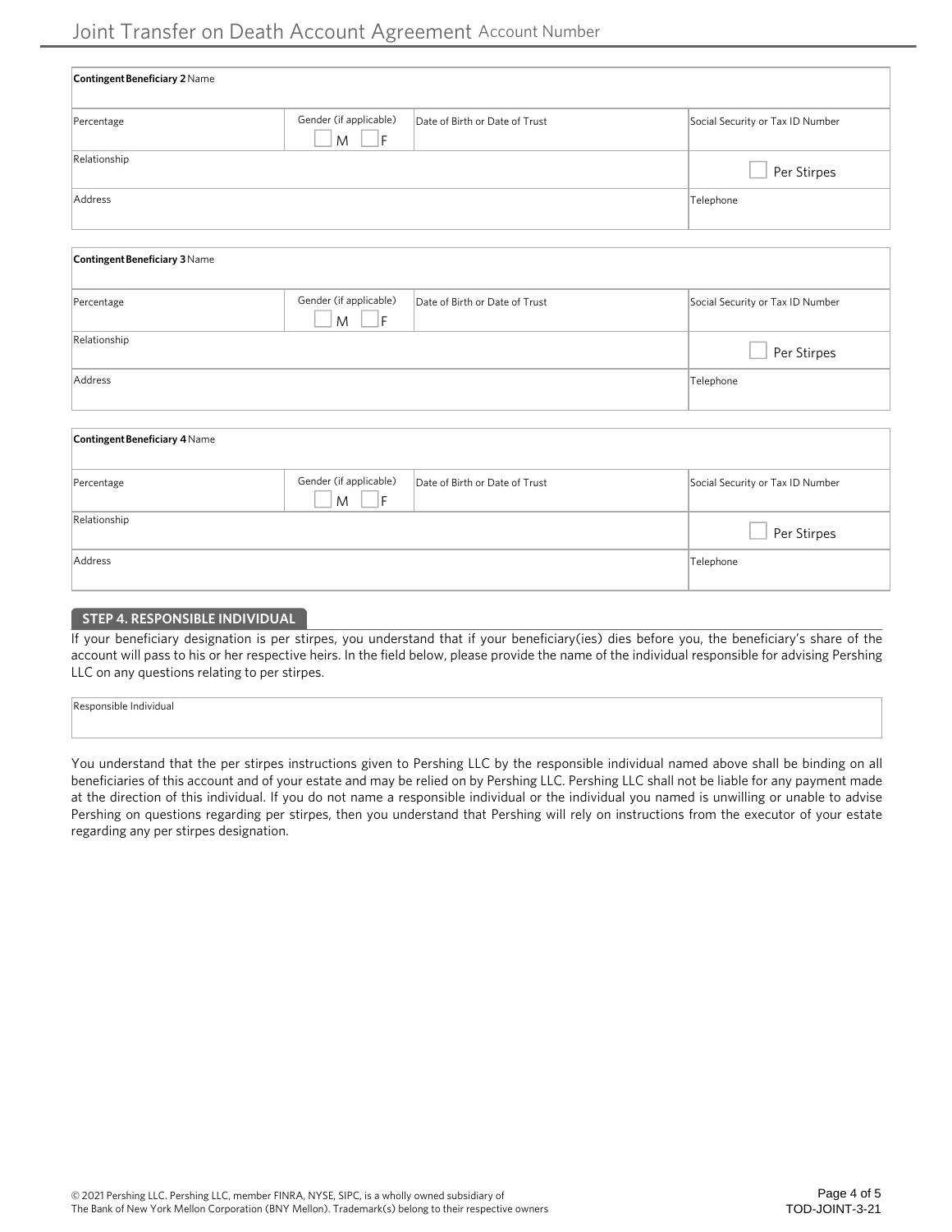**Contingent Beneficiary 2** Name

| Percentage | Gender (if applicable) ☐ M ☐ F | Date of Birth or Date of Trust | Social Security or Tax ID Number |
|---|---|---|---|
| Relationship | | | ☐ Per Stirpes |
| Address | | | Telephone |

**Contingent Beneficiary 3** Name

| Percentage | Gender (if applicable) ☐ M ☐ F | Date of Birth or Date of Trust | Social Security or Tax ID Number |
|---|---|---|---|
| Relationship | | | ☐ Per Stirpes |
| Address | | | Telephone |

**Contingent Beneficiary 4** Name

| Percentage | Gender (if applicable) ☐ M ☐ F | Date of Birth or Date of Trust | Social Security or Tax ID Number |
|---|---|---|---|
| Relationship | | | ☐ Per Stirpes |
| Address | | | Telephone |

## STEP 4. RESPONSIBLE INDIVIDUAL

If your beneficiary designation is per stirpes, you understand that if your beneficiary(ies) dies before you, the beneficiary's share of the account will pass to his or her respective heirs. In the field below, please provide the name of the individual responsible for advising Pershing LLC on any questions relating to per stirpes.

Responsible Individual

You understand that the per stirpes instructions given to Pershing LLC by the responsible individual named above shall be binding on all beneficiaries of this account and of your estate and may be relied on by Pershing LLC. Pershing LLC shall not be liable for any payment made at the direction of this individual. If you do not name a responsible individual or the individual you named is unwilling or unable to advise Pershing on questions regarding per stirpes, then you understand that Pershing will rely on instructions from the executor of your estate regarding any per stirpes designation.

© 2021 Pershing LLC. Pershing LLC, member FINRA, NYSE, SIPC, is a wholly owned subsidiary of The Bank of New York Mellon Corporation (BNY Mellon). Trademark(s) belong to their respective owners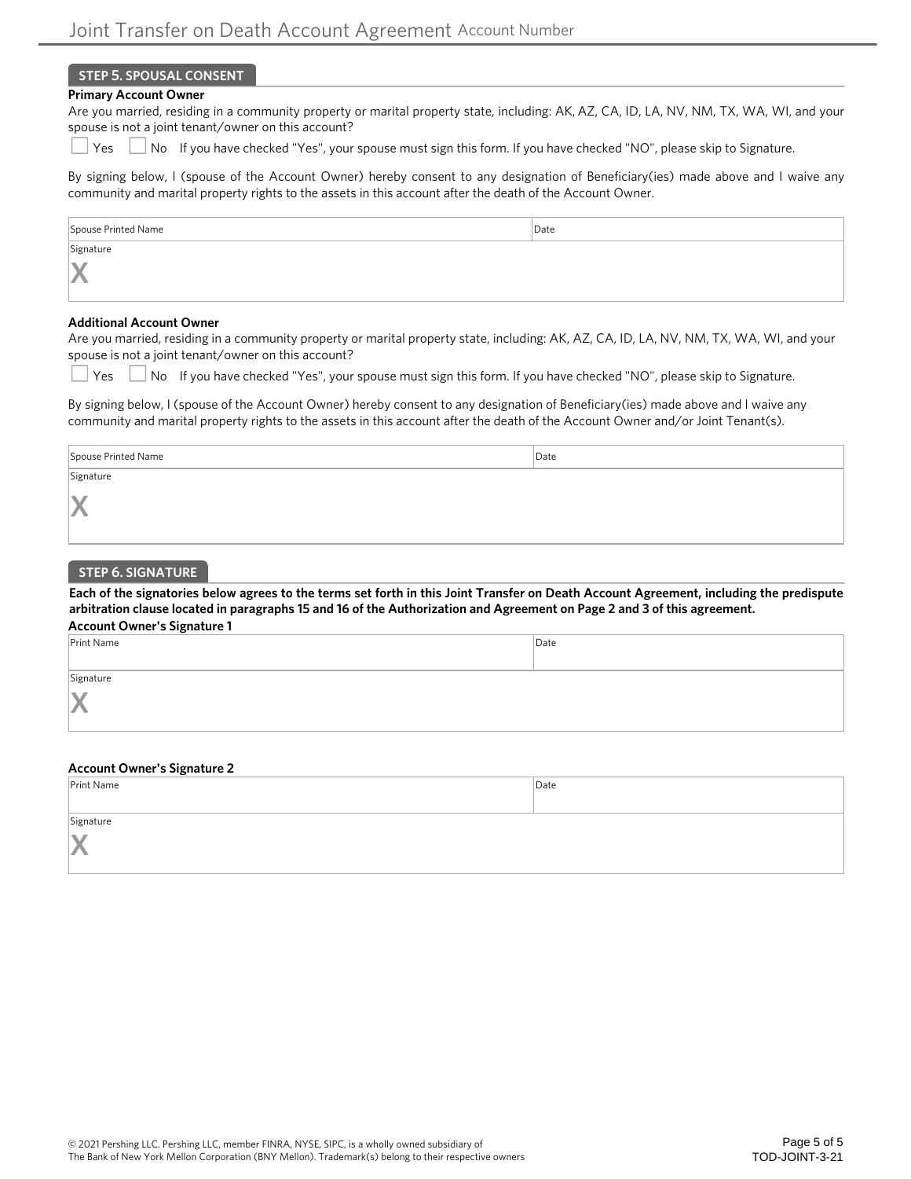## STEP 5. SPOUSAL CONSENT

**Primary Account Owner**

Are you married, residing in a community property or marital property state, including: AK, AZ, CA, ID, LA, NV, NM, TX, WA, WI, and your spouse is not a joint tenant/owner on this account?

☐ Yes ☐ No If you have checked "Yes", your spouse must sign this form. If you have checked "NO", please skip to Signature.

By signing below, I (spouse of the Account Owner) hereby consent to any designation of Beneficiary(ies) made above and I waive any community and marital property rights to the assets in this account after the death of the Account Owner.

| Spouse Printed Name | Date |
|---|---|
| Signature X | |

**Additional Account Owner**

Are you married, residing in a community property or marital property state, including: AK, AZ, CA, ID, LA, NV, NM, TX, WA, WI, and your spouse is not a joint tenant/owner on this account?

☐ Yes ☐ No If you have checked "Yes", your spouse must sign this form. If you have checked "NO", please skip to Signature.

By signing below, I (spouse of the Account Owner) hereby consent to any designation of Beneficiary(ies) made above and I waive any community and marital property rights to the assets in this account after the death of the Account Owner and/or Joint Tenant(s).

| Spouse Printed Name | Date |
|---|---|
| Signature X | |

## STEP 6. SIGNATURE

**Each of the signatories below agrees to the terms set forth in this Joint Transfer on Death Account Agreement, including the predispute arbitration clause located in paragraphs 15 and 16 of the Authorization and Agreement on Page 2 and 3 of this agreement.**

**Account Owner's Signature 1**

| Print Name | Date |
|---|---|
| Signature X | |

**Account Owner's Signature 2**

| Print Name | Date |
|---|---|
| Signature X | |

© 2021 Pershing LLC. Pershing LLC, member FINRA, NYSE, SIPC, is a wholly owned subsidiary of The Bank of New York Mellon Corporation (BNY Mellon). Trademark(s) belong to their respective owners

TOD-JOINT-3-21